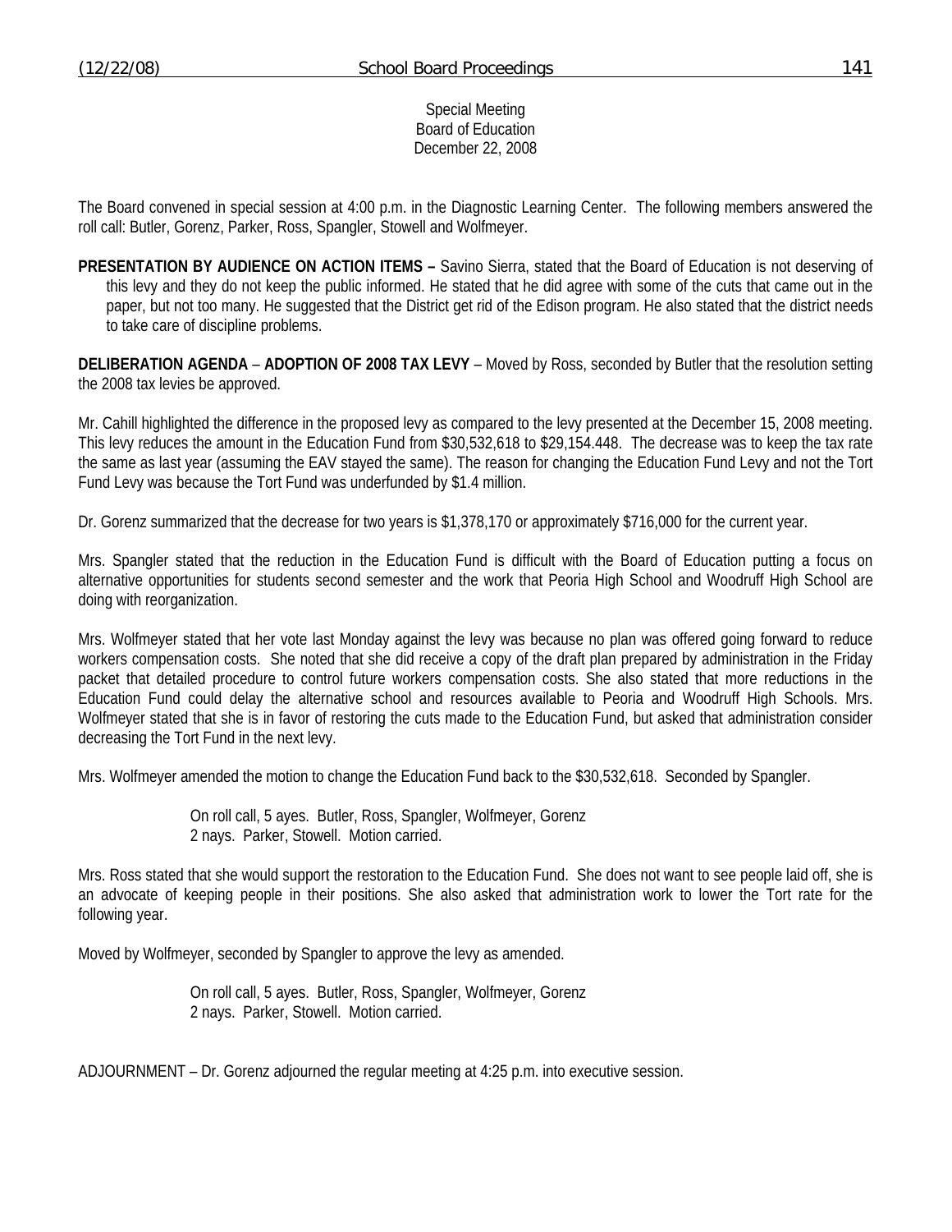Special Meeting
Board of Education
December 22, 2008

The Board convened in special session at 4:00 p.m. in the Diagnostic Learning Center. The following members answered the roll call: Butler, Gorenz, Parker, Ross, Spangler, Stowell and Wolfmeyer.

**PRESENTATION BY AUDIENCE ON ACTION ITEMS –** Savino Sierra, stated that the Board of Education is not deserving of this levy and they do not keep the public informed. He stated that he did agree with some of the cuts that came out in the paper, but not too many. He suggested that the District get rid of the Edison program. He also stated that the district needs to take care of discipline problems.

**DELIBERATION AGENDA** – **ADOPTION OF 2008 TAX LEVY** – Moved by Ross, seconded by Butler that the resolution setting the 2008 tax levies be approved.

Mr. Cahill highlighted the difference in the proposed levy as compared to the levy presented at the December 15, 2008 meeting. This levy reduces the amount in the Education Fund from $30,532,618 to $29,154.448. The decrease was to keep the tax rate the same as last year (assuming the EAV stayed the same). The reason for changing the Education Fund Levy and not the Tort Fund Levy was because the Tort Fund was underfunded by $1.4 million.

Dr. Gorenz summarized that the decrease for two years is $1,378,170 or approximately $716,000 for the current year.

Mrs. Spangler stated that the reduction in the Education Fund is difficult with the Board of Education putting a focus on alternative opportunities for students second semester and the work that Peoria High School and Woodruff High School are doing with reorganization.

Mrs. Wolfmeyer stated that her vote last Monday against the levy was because no plan was offered going forward to reduce workers compensation costs. She noted that she did receive a copy of the draft plan prepared by administration in the Friday packet that detailed procedure to control future workers compensation costs. She also stated that more reductions in the Education Fund could delay the alternative school and resources available to Peoria and Woodruff High Schools. Mrs. Wolfmeyer stated that she is in favor of restoring the cuts made to the Education Fund, but asked that administration consider decreasing the Tort Fund in the next levy.

Mrs. Wolfmeyer amended the motion to change the Education Fund back to the $30,532,618. Seconded by Spangler.

> On roll call, 5 ayes. Butler, Ross, Spangler, Wolfmeyer, Gorenz
> 2 nays. Parker, Stowell. Motion carried.

Mrs. Ross stated that she would support the restoration to the Education Fund. She does not want to see people laid off, she is an advocate of keeping people in their positions. She also asked that administration work to lower the Tort rate for the following year.

Moved by Wolfmeyer, seconded by Spangler to approve the levy as amended.

> On roll call, 5 ayes. Butler, Ross, Spangler, Wolfmeyer, Gorenz
> 2 nays. Parker, Stowell. Motion carried.

ADJOURNMENT – Dr. Gorenz adjourned the regular meeting at 4:25 p.m. into executive session.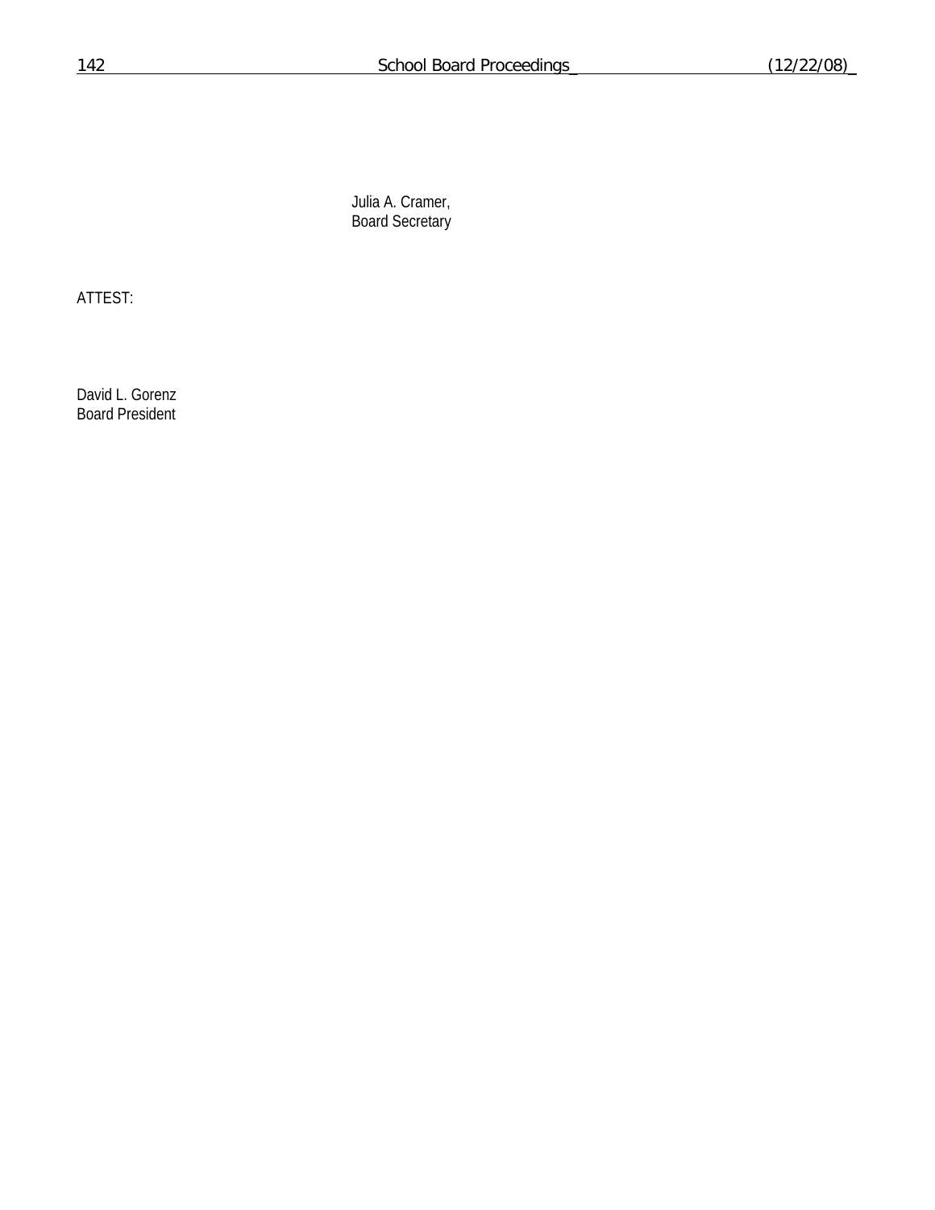Julia A. Cramer,
Board Secretary

ATTEST:

David L. Gorenz
Board President